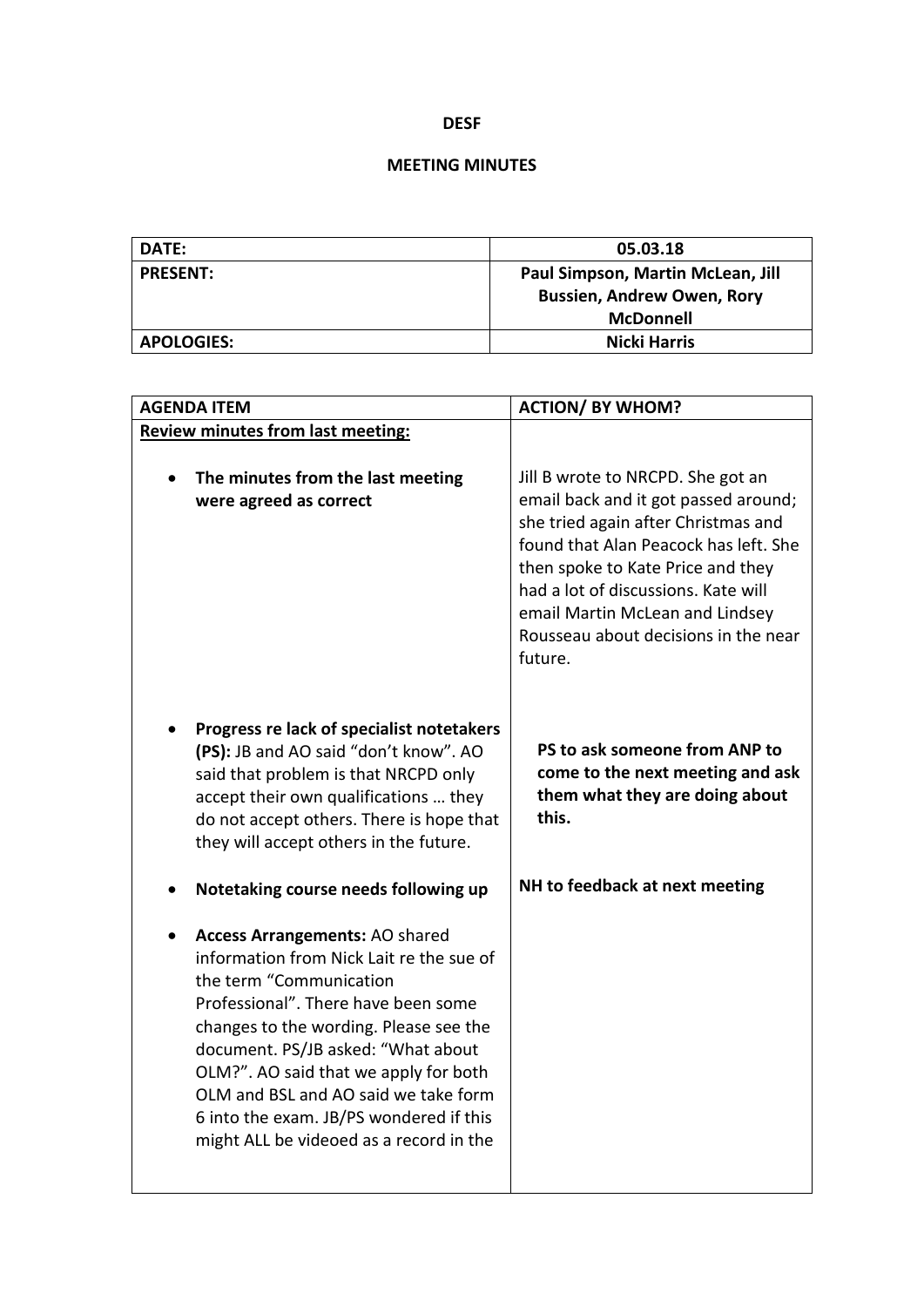**DESF**

**MEETING MINUTES**

| DATE: | 05.03.18 |
|---|---|
| PRESENT: | Paul Simpson, Martin McLean, Jill Bussien, Andrew Owen, Rory McDonnell |
| APOLOGIES: | Nicki Harris |

| AGENDA ITEM | ACTION/ BY WHOM? |
|---|---|
| **Review minutes from last meeting:** | |
| • **The minutes from the last meeting were agreed as correct** | Jill B wrote to NRCPD. She got an email back and it got passed around; she tried again after Christmas and found that Alan Peacock has left. She then spoke to Kate Price and they had a lot of discussions. Kate will email Martin McLean and Lindsey Rousseau about decisions in the near future. |
| • **Progress re lack of specialist notetakers (PS):** JB and AO said "don't know". AO said that problem is that NRCPD only accept their own qualifications … they do not accept others. There is hope that they will accept others in the future. | **PS to ask someone from ANP to come to the next meeting and ask them what they are doing about this.** |
| • **Notetaking course needs following up** | **NH to feedback at next meeting** |
| • **Access Arrangements:** AO shared information from Nick Lait re the sue of the term "Communication Professional". There have been some changes to the wording. Please see the document. PS/JB asked: "What about OLM?". AO said that we apply for both OLM and BSL and AO said we take form 6 into the exam. JB/PS wondered if this might ALL be videoed as a record in the | |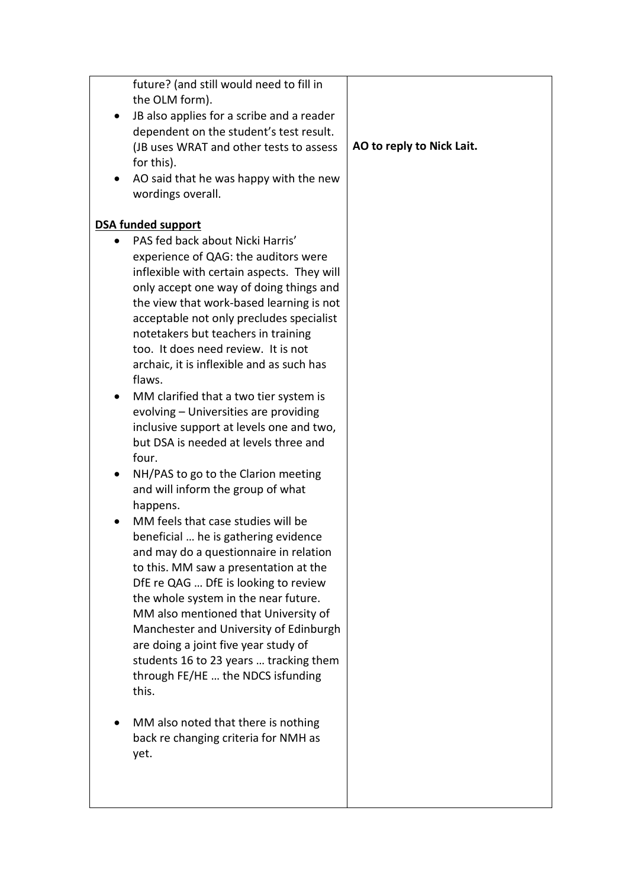| | |
|---|---|
| future? (and still would need to fill in the OLM form).<br>• JB also applies for a scribe and a reader dependent on the student's test result. (JB uses WRAT and other tests to assess for this).<br>• AO said that he was happy with the new wordings overall.<br><br>**DSA funded support**<br>• PAS fed back about Nicki Harris' experience of QAG: the auditors were inflexible with certain aspects. They will only accept one way of doing things and the view that work-based learning is not acceptable not only precludes specialist notetakers but teachers in training too. It does need review. It is not archaic, it is inflexible and as such has flaws.<br>• MM clarified that a two tier system is evolving – Universities are providing inclusive support at levels one and two, but DSA is needed at levels three and four.<br>• NH/PAS to go to the Clarion meeting and will inform the group of what happens.<br>• MM feels that case studies will be beneficial … he is gathering evidence and may do a questionnaire in relation to this. MM saw a presentation at the DfE re QAG … DfE is looking to review the whole system in the near future. MM also mentioned that University of Manchester and University of Edinburgh are doing a joint five year study of students 16 to 23 years … tracking them through FE/HE … the NDCS isfunding this.<br><br>• MM also noted that there is nothing back re changing criteria for NMH as yet. | **AO to reply to Nick Lait.** |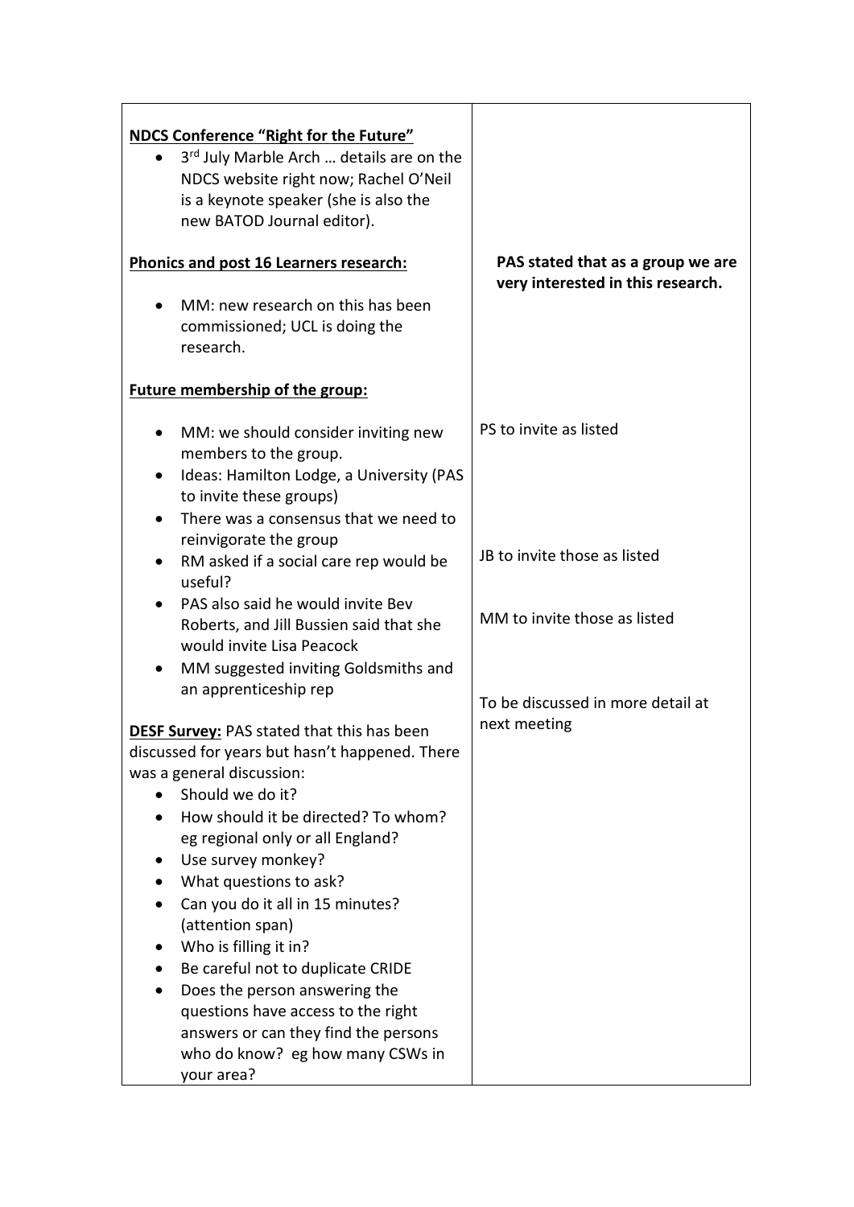| | |
|---|---|
| **<u>NDCS Conference "Right for the Future"</u>**<br>• 3rd July Marble Arch … details are on the NDCS website right now; Rachel O'Neil is a keynote speaker (she is also the new BATOD Journal editor). | |
| **<u>Phonics and post 16 Learners research:</u>**<br>• MM: new research on this has been commissioned; UCL is doing the research. | **PAS stated that as a group we are very interested in this research.** |
| **<u>Future membership of the group:</u>**<br>• MM: we should consider inviting new members to the group.<br>• Ideas: Hamilton Lodge, a University (PAS to invite these groups)<br>• There was a consensus that we need to reinvigorate the group<br>• RM asked if a social care rep would be useful?<br>• PAS also said he would invite Bev Roberts, and Jill Bussien said that she would invite Lisa Peacock<br>• MM suggested inviting Goldsmiths and an apprenticeship rep | PS to invite as listed<br><br>JB to invite those as listed<br><br>MM to invite those as listed |
| **<u>DESF Survey:</u>** PAS stated that this has been discussed for years but hasn't happened. There was a general discussion:<br>• Should we do it?<br>• How should it be directed? To whom? eg regional only or all England?<br>• Use survey monkey?<br>• What questions to ask?<br>• Can you do it all in 15 minutes? (attention span)<br>• Who is filling it in?<br>• Be careful not to duplicate CRIDE<br>• Does the person answering the questions have access to the right answers or can they find the persons who do know? eg how many CSWs in your area? | To be discussed in more detail at next meeting |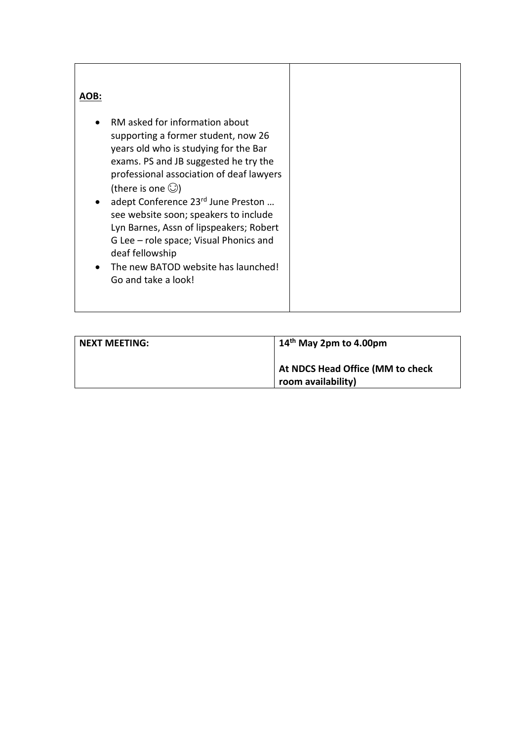| | |
|---|---|
| **AOB:**<br><br>- RM asked for information about supporting a former student, now 26 years old who is studying for the Bar exams. PS and JB suggested he try the professional association of deaf lawyers (there is one ☺)<br>- adept Conference 23rd June Preston … see website soon; speakers to include Lyn Barnes, Assn of lipspeakers; Robert G Lee – role space; Visual Phonics and deaf fellowship<br>- The new BATOD website has launched! Go and take a look! | |

| | |
|---|---|
| **NEXT MEETING:** | **14th May 2pm to 4.00pm**<br><br>**At NDCS Head Office (MM to check room availability)** |